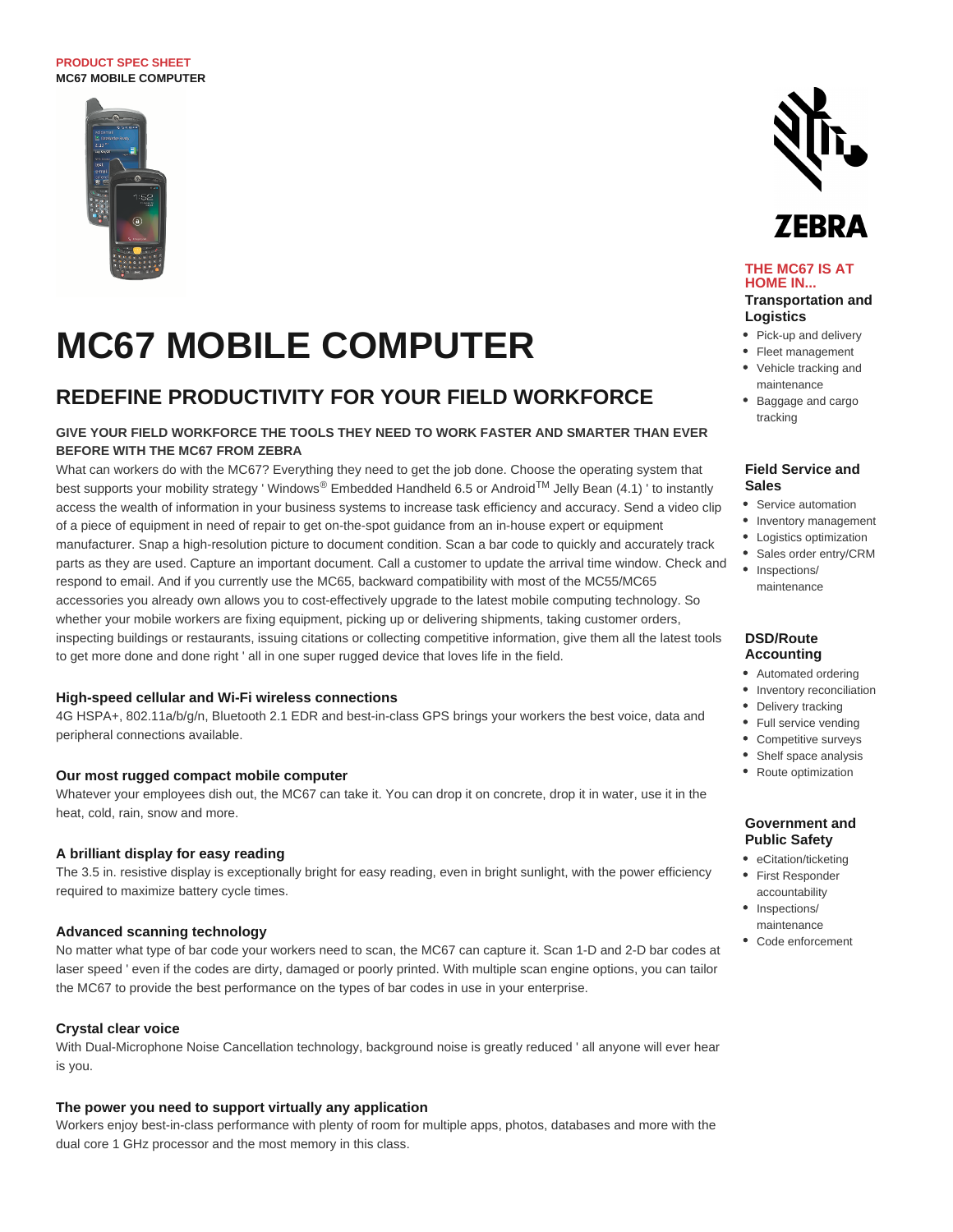PRODUCT SPEC SHEET
MC67 MOBILE COMPUTER

# MC67 MOBILE COMPUTER

## REDEFINE PRODUCTIVITY FOR YOUR FIELD WORKFORCE

**GIVE YOUR FIELD WORKFORCE THE TOOLS THEY NEED TO WORK FASTER AND SMARTER THAN EVER BEFORE WITH THE MC67 FROM ZEBRA**

What can workers do with the MC67? Everything they need to get the job done. Choose the operating system that best supports your mobility strategy ' Windows® Embedded Handheld 6.5 or Android™ Jelly Bean (4.1) ' to instantly access the wealth of information in your business systems to increase task efficiency and accuracy. Send a video clip of a piece of equipment in need of repair to get on-the-spot guidance from an in-house expert or equipment manufacturer. Snap a high-resolution picture to document condition. Scan a bar code to quickly and accurately track parts as they are used. Capture an important document. Call a customer to update the arrival time window. Check and respond to email. And if you currently use the MC65, backward compatibility with most of the MC55/MC65 accessories you already own allows you to cost-effectively upgrade to the latest mobile computing technology. So whether your mobile workers are fixing equipment, picking up or delivering shipments, taking customer orders, inspecting buildings or restaurants, issuing citations or collecting competitive information, give them all the latest tools to get more done and done right ' all in one super rugged device that loves life in the field.

### High-speed cellular and Wi-Fi wireless connections

4G HSPA+, 802.11a/b/g/n, Bluetooth 2.1 EDR and best-in-class GPS brings your workers the best voice, data and peripheral connections available.

### Our most rugged compact mobile computer

Whatever your employees dish out, the MC67 can take it. You can drop it on concrete, drop it in water, use it in the heat, cold, rain, snow and more.

### A brilliant display for easy reading

The 3.5 in. resistive display is exceptionally bright for easy reading, even in bright sunlight, with the power efficiency required to maximize battery cycle times.

### Advanced scanning technology

No matter what type of bar code your workers need to scan, the MC67 can capture it. Scan 1-D and 2-D bar codes at laser speed ' even if the codes are dirty, damaged or poorly printed. With multiple scan engine options, you can tailor the MC67 to provide the best performance on the types of bar codes in use in your enterprise.

### Crystal clear voice

With Dual-Microphone Noise Cancellation technology, background noise is greatly reduced ' all anyone will ever hear is you.

### The power you need to support virtually any application

Workers enjoy best-in-class performance with plenty of room for multiple apps, photos, databases and more with the dual core 1 GHz processor and the most memory in this class.

## THE MC67 IS AT HOME IN...

### Transportation and Logistics

- Pick-up and delivery
- Fleet management
- Vehicle tracking and maintenance
- Baggage and cargo tracking

### Field Service and Sales

- Service automation
- Inventory management
- Logistics optimization
- Sales order entry/CRM
- Inspections/ maintenance

### DSD/Route Accounting

- Automated ordering
- Inventory reconciliation
- Delivery tracking
- Full service vending
- Competitive surveys
- Shelf space analysis
- Route optimization

### Government and Public Safety

- eCitation/ticketing
- First Responder accountability
- Inspections/ maintenance
- Code enforcement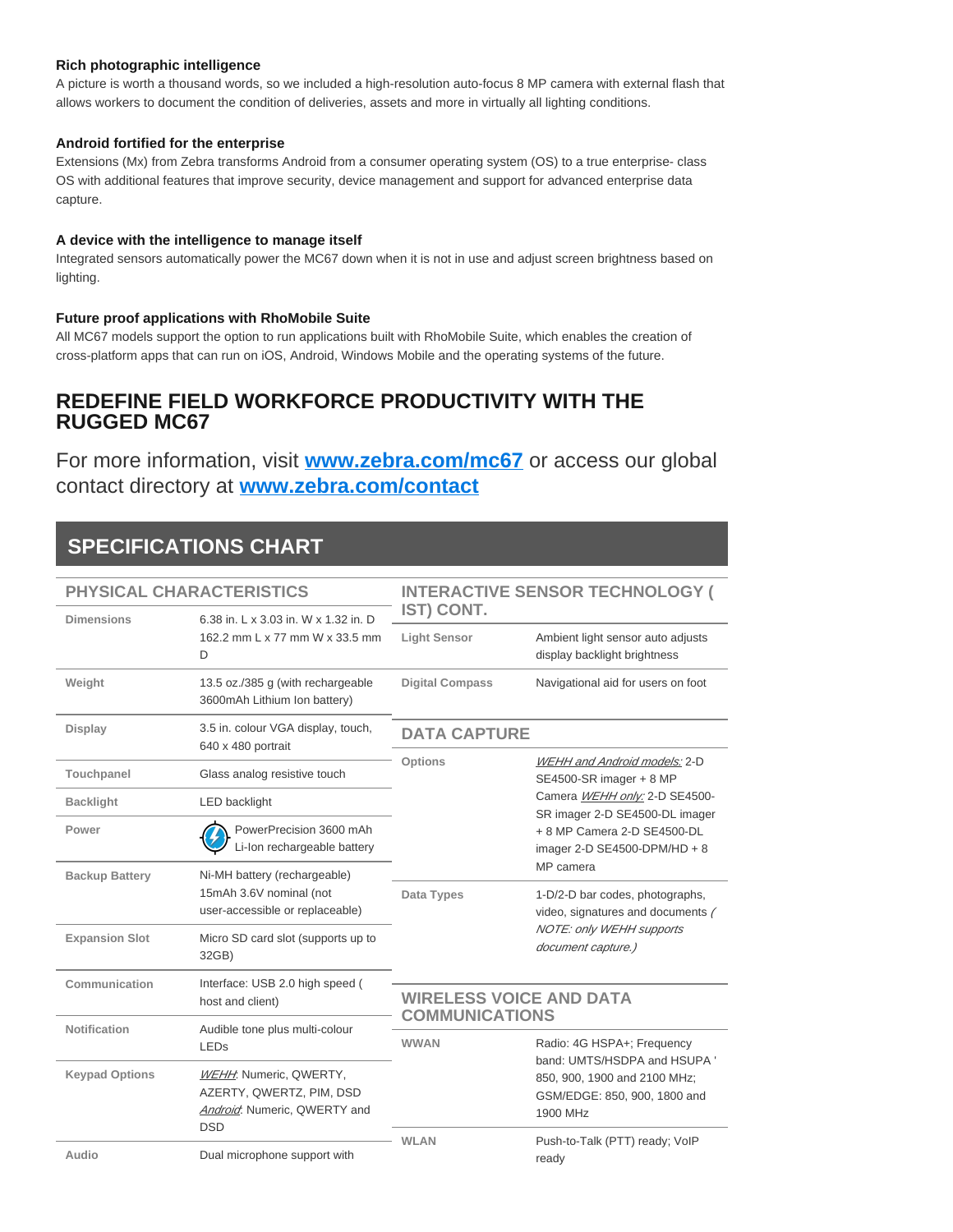**Rich photographic intelligence**

A picture is worth a thousand words, so we included a high-resolution auto-focus 8 MP camera with external flash that allows workers to document the condition of deliveries, assets and more in virtually all lighting conditions.

**Android fortified for the enterprise**

Extensions (Mx) from Zebra transforms Android from a consumer operating system (OS) to a true enterprise- class OS with additional features that improve security, device management and support for advanced enterprise data capture.

**A device with the intelligence to manage itself**

Integrated sensors automatically power the MC67 down when it is not in use and adjust screen brightness based on lighting.

**Future proof applications with RhoMobile Suite**

All MC67 models support the option to run applications built with RhoMobile Suite, which enables the creation of cross-platform apps that can run on iOS, Android, Windows Mobile and the operating systems of the future.

## REDEFINE FIELD WORKFORCE PRODUCTIVITY WITH THE RUGGED MC67

For more information, visit **www.zebra.com/mc67** or access our global contact directory at **www.zebra.com/contact**

## SPECIFICATIONS CHART

### PHYSICAL CHARACTERISTICS

| | |
|---|---|
| Dimensions | 6.38 in. L x 3.03 in. W x 1.32 in. D 162.2 mm L x 77 mm W x 33.5 mm D |
| Weight | 13.5 oz./385 g (with rechargeable 3600mAh Lithium Ion battery) |
| Display | 3.5 in. colour VGA display, touch, 640 x 480 portrait |
| Touchpanel | Glass analog resistive touch |
| Backlight | LED backlight |
| Power | PowerPrecision 3600 mAh Li-Ion rechargeable battery |
| Backup Battery | Ni-MH battery (rechargeable) 15mAh 3.6V nominal (not user-accessible or replaceable) |
| Expansion Slot | Micro SD card slot (supports up to 32GB) |
| Communication | Interface: USB 2.0 high speed ( host and client) |
| Notification | Audible tone plus multi-colour LEDs |
| Keypad Options | *WEHH*: Numeric, QWERTY, AZERTY, QWERTZ, PIM, DSD *Android*: Numeric, QWERTY and DSD |
| Audio | Dual microphone support with |

### INTERACTIVE SENSOR TECHNOLOGY ( IST) CONT.

| | |
|---|---|
| Light Sensor | Ambient light sensor auto adjusts display backlight brightness |
| Digital Compass | Navigational aid for users on foot |

### DATA CAPTURE

| | |
|---|---|
| Options | *WEHH and Android models:* 2-D SE4500-SR imager + 8 MP Camera *WEHH only:* 2-D SE4500-SR imager 2-D SE4500-DL imager + 8 MP Camera 2-D SE4500-DL imager 2-D SE4500-DPM/HD + 8 MP camera |
| Data Types | 1-D/2-D bar codes, photographs, video, signatures and documents *( NOTE: only WEHH supports document capture.)* |

### WIRELESS VOICE AND DATA COMMUNICATIONS

| | |
|---|---|
| WWAN | Radio: 4G HSPA+; Frequency band: UMTS/HSDPA and HSUPA ' 850, 900, 1900 and 2100 MHz; GSM/EDGE: 850, 900, 1800 and 1900 MHz |
| WLAN | Push-to-Talk (PTT) ready; VoIP ready |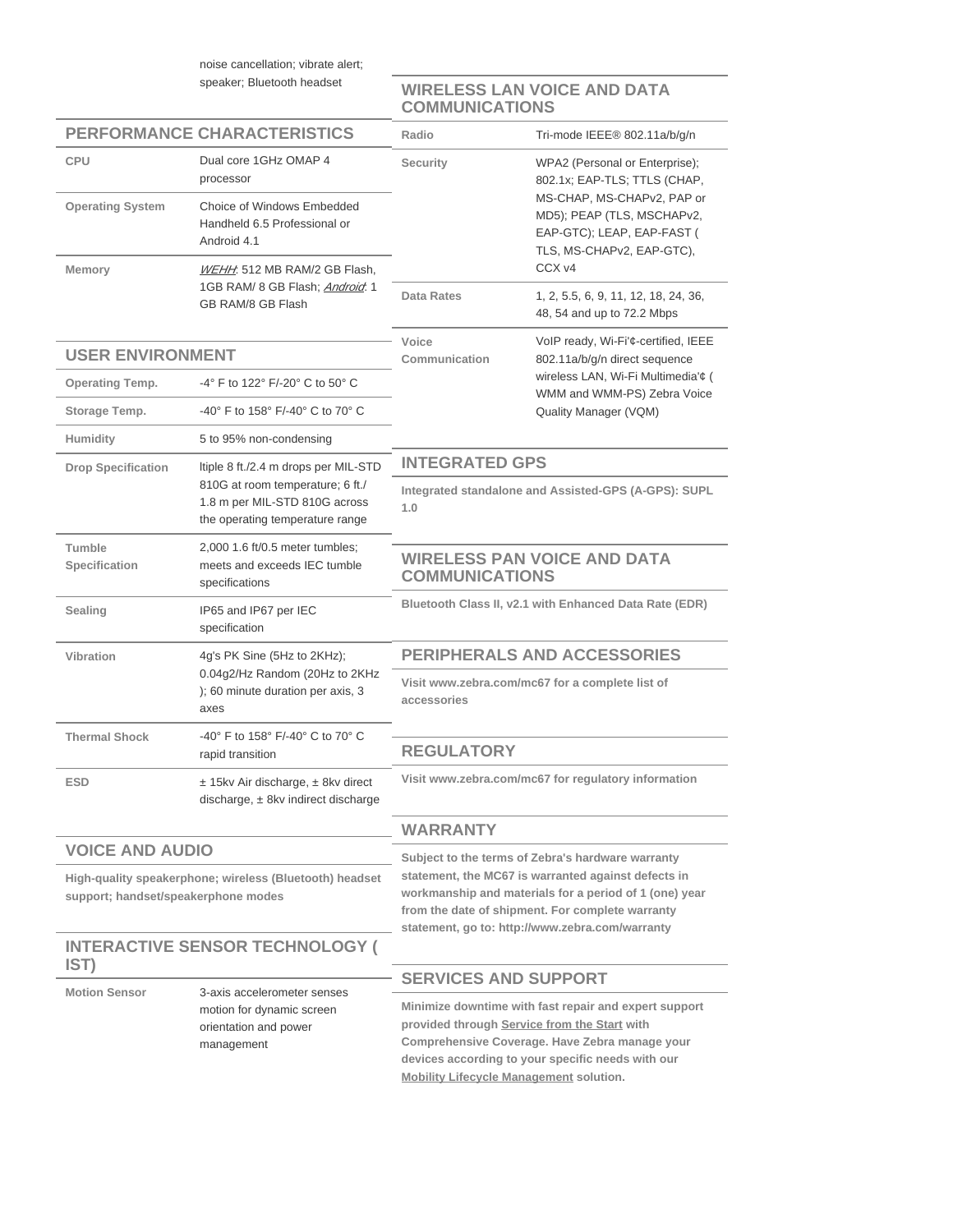noise cancellation; vibrate alert; speaker; Bluetooth headset

## PERFORMANCE CHARACTERISTICS

| | |
|---|---|
| CPU | Dual core 1GHz OMAP 4 processor |
| Operating System | Choice of Windows Embedded Handheld 6.5 Professional or Android 4.1 |
| Memory | *WEHH*: 512 MB RAM/2 GB Flash, 1GB RAM/ 8 GB Flash; *Android*: 1 GB RAM/8 GB Flash |

## USER ENVIRONMENT

| | |
|---|---|
| Operating Temp. | -4° F to 122° F/-20° C to 50° C |
| Storage Temp. | -40° F to 158° F/-40° C to 70° C |
| Humidity | 5 to 95% non-condensing |
| Drop Specification | ltiple 8 ft./2.4 m drops per MIL-STD 810G at room temperature; 6 ft./ 1.8 m per MIL-STD 810G across the operating temperature range |
| Tumble Specification | 2,000 1.6 ft/0.5 meter tumbles; meets and exceeds IEC tumble specifications |
| Sealing | IP65 and IP67 per IEC specification |
| Vibration | 4g's PK Sine (5Hz to 2KHz); 0.04g2/Hz Random (20Hz to 2KHz ); 60 minute duration per axis, 3 axes |
| Thermal Shock | -40° F to 158° F/-40° C to 70° C rapid transition |
| ESD | ± 15kv Air discharge, ± 8kv direct discharge, ± 8kv indirect discharge |

## VOICE AND AUDIO

High-quality speakerphone; wireless (Bluetooth) headset support; handset/speakerphone modes

## INTERACTIVE SENSOR TECHNOLOGY ( IST)

| | |
|---|---|
| Motion Sensor | 3-axis accelerometer senses motion for dynamic screen orientation and power management |

## WIRELESS LAN VOICE AND DATA COMMUNICATIONS

| | |
|---|---|
| Radio | Tri-mode IEEE® 802.11a/b/g/n |
| Security | WPA2 (Personal or Enterprise); 802.1x; EAP-TLS; TTLS (CHAP, MS-CHAP, MS-CHAPv2, PAP or MD5); PEAP (TLS, MSCHAPv2, EAP-GTC); LEAP, EAP-FAST ( TLS, MS-CHAPv2, EAP-GTC), CCX v4 |
| Data Rates | 1, 2, 5.5, 6, 9, 11, 12, 18, 24, 36, 48, 54 and up to 72.2 Mbps |
| Voice Communication | VoIP ready, Wi-Fi'¢-certified, IEEE 802.11a/b/g/n direct sequence wireless LAN, Wi-Fi Multimedia'¢ ( WMM and WMM-PS) Zebra Voice Quality Manager (VQM) |

## INTEGRATED GPS

Integrated standalone and Assisted-GPS (A-GPS): SUPL 1.0

## WIRELESS PAN VOICE AND DATA COMMUNICATIONS

Bluetooth Class II, v2.1 with Enhanced Data Rate (EDR)

## PERIPHERALS AND ACCESSORIES

Visit www.zebra.com/mc67 for a complete list of accessories

## REGULATORY

Visit www.zebra.com/mc67 for regulatory information

## WARRANTY

Subject to the terms of Zebra's hardware warranty statement, the MC67 is warranted against defects in workmanship and materials for a period of 1 (one) year from the date of shipment. For complete warranty statement, go to: http://www.zebra.com/warranty

## SERVICES AND SUPPORT

Minimize downtime with fast repair and expert support provided through Service from the Start with Comprehensive Coverage. Have Zebra manage your devices according to your specific needs with our Mobility Lifecycle Management solution.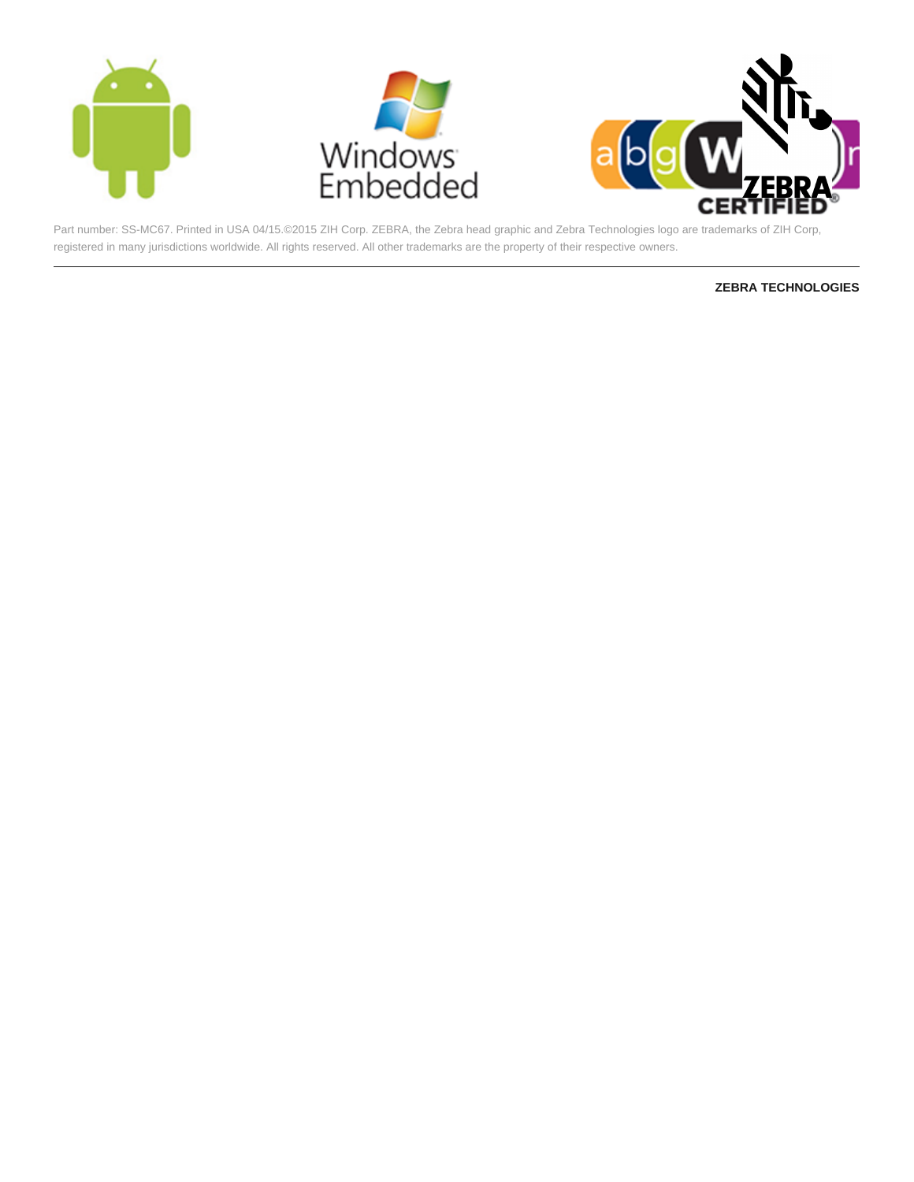Part number: SS-MC67. Printed in USA 04/15.©2015 ZIH Corp. ZEBRA, the Zebra head graphic and Zebra Technologies logo are trademarks of ZIH Corp, registered in many jurisdictions worldwide. All rights reserved. All other trademarks are the property of their respective owners.

**ZEBRA TECHNOLOGIES**